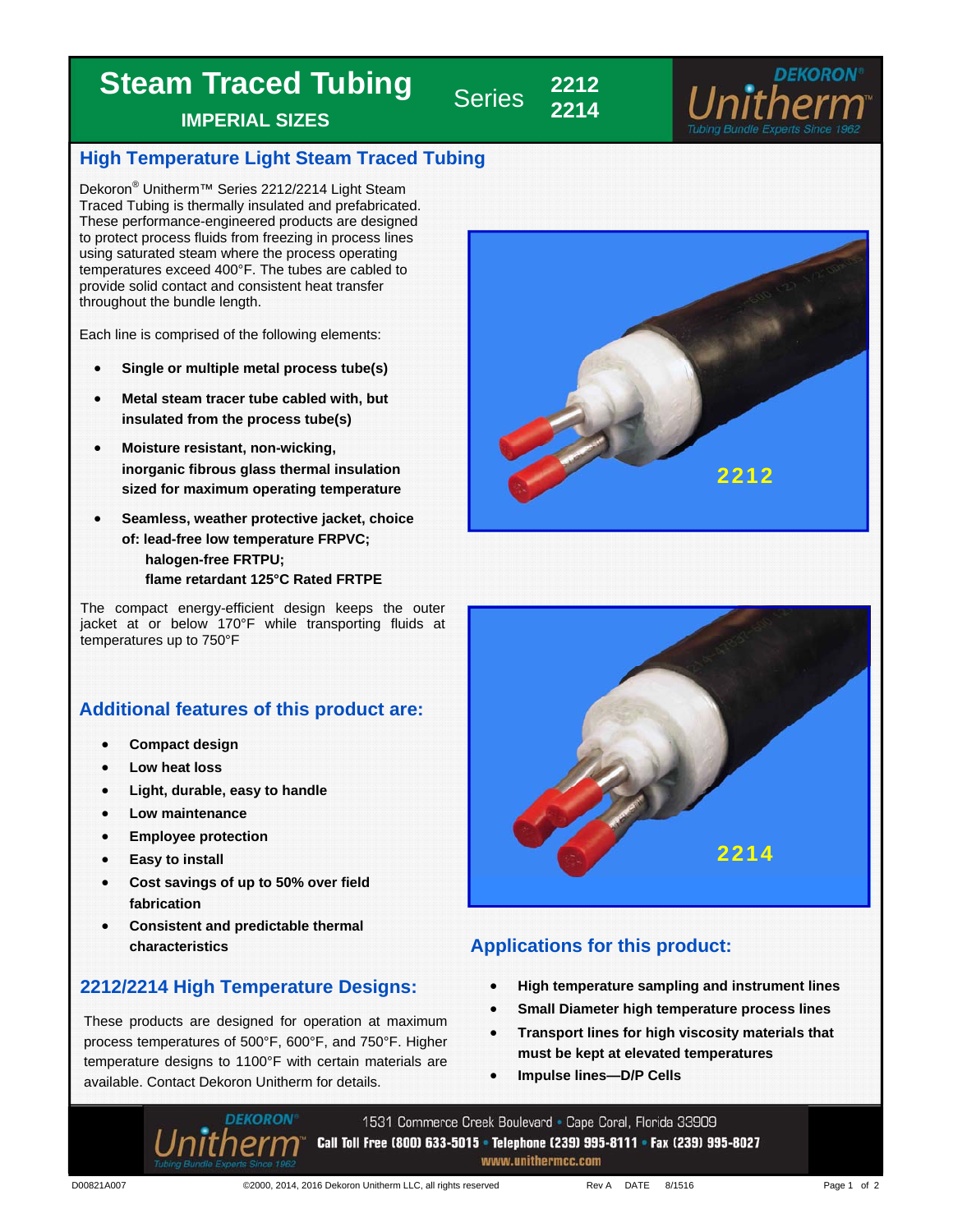# Steam Traced Tubing

**IMPERIAL SIZES**

Series **2212** **2214**

DEKORON® Unitherm™ Tubing Bundle Experts Since 1962

## High Temperature Light Steam Traced Tubing

Dekoron® Unitherm™ Series 2212/2214 Light Steam Traced Tubing is thermally insulated and prefabricated. These performance-engineered products are designed to protect process fluids from freezing in process lines using saturated steam where the process operating temperatures exceed 400°F. The tubes are cabled to provide solid contact and consistent heat transfer throughout the bundle length.

Each line is comprised of the following elements:

- **Single or multiple metal process tube(s)**
- **Metal steam tracer tube cabled with, but insulated from the process tube(s)**
- **Moisture resistant, non-wicking, inorganic fibrous glass thermal insulation sized for maximum operating temperature**
- **Seamless, weather protective jacket, choice of: lead-free low temperature FRPVC;**
  **halogen-free FRTPU;**
  **flame retardant 125°C Rated FRTPE**

The compact energy-efficient design keeps the outer jacket at or below 170°F while transporting fluids at temperatures up to 750°F

2212

2214

## Additional features of this product are:

- **Compact design**
- **Low heat loss**
- **Light, durable, easy to handle**
- **Low maintenance**
- **Employee protection**
- **Easy to install**
- **Cost savings of up to 50% over field fabrication**
- **Consistent and predictable thermal characteristics**

## 2212/2214 High Temperature Designs:

These products are designed for operation at maximum process temperatures of 500°F, 600°F, and 750°F. Higher temperature designs to 1100°F with certain materials are available. Contact Dekoron Unitherm for details.

## Applications for this product:

- **High temperature sampling and instrument lines**
- **Small Diameter high temperature process lines**
- **Transport lines for high viscosity materials that must be kept at elevated temperatures**
- **Impulse lines—D/P Cells**

DEKORON® Unitherm™ Tubing Bundle Experts Since 1962

1531 Commerce Creek Boulevard • Cape Coral, Florida 33909

**Call Toll Free (800) 633-5015 • Telephone (239) 995-8111 • Fax (239) 995-8027**

**www.unithermcc.com**

D00821A007 ©2000, 2014, 2016 Dekoron Unitherm LLC, all rights reserved Rev A DATE 8/1516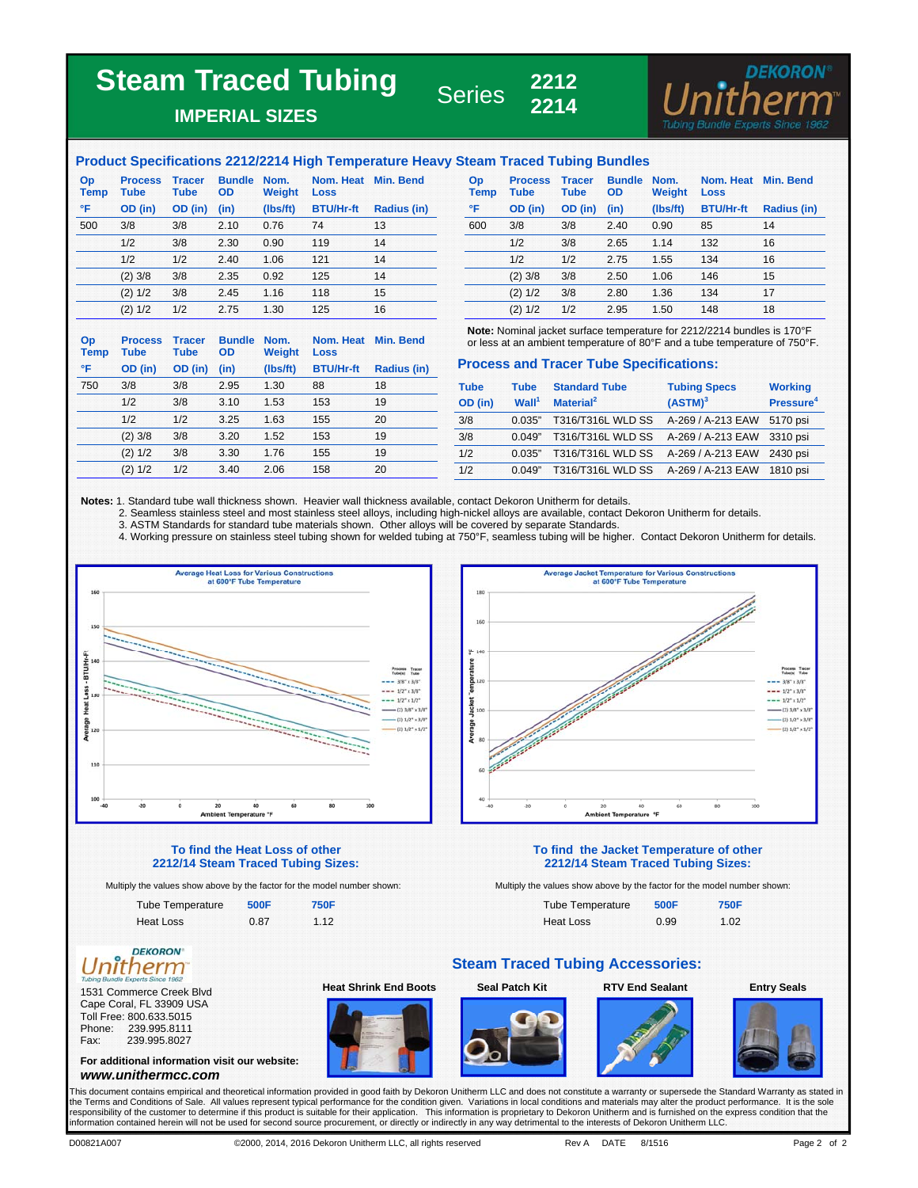# Steam Traced Tubing

## IMPERIAL SIZES

Series 2212 2214

DEKORON® Unitherm™ Tubing Bundle Experts Since 1962

## Product Specifications 2212/2214 High Temperature Heavy Steam Traced Tubing Bundles

| Op Temp °F | Process Tube OD (in) | Tracer Tube OD (in) | Bundle OD (in) | Nom. Weight (lbs/ft) | Nom. Heat Loss BTU/Hr-ft | Min. Bend Radius (in) |
|---|---|---|---|---|---|---|
| 500 | 3/8 | 3/8 | 2.10 | 0.76 | 74 | 13 |
| | 1/2 | 3/8 | 2.30 | 0.90 | 119 | 14 |
| | 1/2 | 1/2 | 2.40 | 1.06 | 121 | 14 |
| | (2) 3/8 | 3/8 | 2.35 | 0.92 | 125 | 14 |
| | (2) 1/2 | 3/8 | 2.45 | 1.16 | 118 | 15 |
| | (2) 1/2 | 1/2 | 2.75 | 1.30 | 125 | 16 |

| Op Temp °F | Process Tube OD (in) | Tracer Tube OD (in) | Bundle OD (in) | Nom. Weight (lbs/ft) | Nom. Heat Loss BTU/Hr-ft | Min. Bend Radius (in) |
|---|---|---|---|---|---|---|
| 750 | 3/8 | 3/8 | 2.95 | 1.30 | 88 | 18 |
| | 1/2 | 3/8 | 3.10 | 1.53 | 153 | 19 |
| | 1/2 | 1/2 | 3.25 | 1.63 | 155 | 20 |
| | (2) 3/8 | 3/8 | 3.20 | 1.52 | 153 | 19 |
| | (2) 1/2 | 3/8 | 3.30 | 1.76 | 155 | 19 |
| | (2) 1/2 | 1/2 | 3.40 | 2.06 | 158 | 20 |

| Op Temp °F | Process Tube OD (in) | Tracer Tube OD (in) | Bundle OD (in) | Nom. Weight (lbs/ft) | Nom. Heat Loss BTU/Hr-ft | Min. Bend Radius (in) |
|---|---|---|---|---|---|---|
| 600 | 3/8 | 3/8 | 2.40 | 0.90 | 85 | 14 |
| | 1/2 | 3/8 | 2.65 | 1.14 | 132 | 16 |
| | 1/2 | 1/2 | 2.75 | 1.55 | 134 | 16 |
| | (2) 3/8 | 3/8 | 2.50 | 1.06 | 146 | 15 |
| | (2) 1/2 | 3/8 | 2.80 | 1.36 | 134 | 17 |
| | (2) 1/2 | 1/2 | 2.95 | 1.50 | 148 | 18 |

**Note:** Nominal jacket surface temperature for 2212/2214 bundles is 170°F or less at an ambient temperature of 80°F and a tube temperature of 750°F.

### Process and Tracer Tube Specifications:

| Tube OD (in) | Tube Wall[1] | Standard Tube Material[2] | Tubing Specs (ASTM)[3] | Working Pressure[4] |
|---|---|---|---|---|
| 3/8 | 0.035" | T316/T316L WLD SS | A-269 / A-213 EAW | 5170 psi |
| 3/8 | 0.049" | T316/T316L WLD SS | A-269 / A-213 EAW | 3310 psi |
| 1/2 | 0.035" | T316/T316L WLD SS | A-269 / A-213 EAW | 2430 psi |
| 1/2 | 0.049" | T316/T316L WLD SS | A-269 / A-213 EAW | 1810 psi |

**Notes:** 1. Standard tube wall thickness shown. Heavier wall thickness available, contact Dekoron Unitherm for details.
2. Seamless stainless steel and most stainless steel alloys, including high-nickel alloys are available, contact Dekoron Unitherm for details.
3. ASTM Standards for standard tube materials shown. Other alloys will be covered by separate Standards.
4. Working pressure on stainless steel tubing shown for welded tubing at 750°F, seamless tubing will be higher. Contact Dekoron Unitherm for details.

Average Heat Loss for Various Constructions at 600°F Tube Temperature

Average Heat Loss - BTU/Hr-Ft

160, 150, 140, 130, 120, 110, 100

-40, -20, 0, 20, 40, 60, 80, 100

Ambient Temperature °F

Process Tube(s) / Tracer Tube: 3/8" x 3/8"; 1/2" x 3/8"; 1/2" x 1/2"; (2) 3/8" x 3/8"; (2) 1/2" x 3/8"; (2) 1/2" x 1/2"

Average Jacket Temperature for Various Constructions at 600°F Tube Temperature

Average Jacket Temperature °F

180, 160, 140, 120, 100, 80, 60, 40

-40, -20, 0, 20, 40, 60, 80, 100

Ambient Temperature °F

Process Tube(s) / Tracer Tube: 3/8" x 3/8"; 1/2" x 3/8"; 1/2" x 1/2"; (2) 3/8" x 3/8"; (2) 1/2" x 3/8"; (2) 1/2" x 1/2"

### To find the Heat Loss of other 2212/14 Steam Traced Tubing Sizes:

Multiply the values show above by the factor for the model number shown:

| Tube Temperature | 500F | 750F |
|---|---|---|
| Heat Loss | 0.87 | 1.12 |

### To find the Jacket Temperature of other 2212/14 Steam Traced Tubing Sizes:

Multiply the values show above by the factor for the model number shown:

| Tube Temperature | 500F | 750F |
|---|---|---|
| Heat Loss | 0.99 | 1.02 |

DEKORON® Unitherm™ Tubing Bundle Experts Since 1962

1531 Commerce Creek Blvd
Cape Coral, FL 33909 USA
Toll Free: 800.633.5015
Phone: 239.995.8111
Fax: 239.995.8027

**For additional information visit our website:**
***www.unithermcc.com***

### Steam Traced Tubing Accessories:

Heat Shrink End Boots | Seal Patch Kit | RTV End Sealant | Entry Seals

This document contains empirical and theoretical information provided in good faith by Dekoron Unitherm LLC and does not constitute a warranty or supersede the Standard Warranty as stated in the Terms and Conditions of Sale. All values represent typical performance for the condition given. Variations in local conditions and materials may alter the product performance. It is the sole responsibility of the customer to determine if this product is suitable for their application. This information is proprietary to Dekoron Unitherm and is furnished on the express condition that the information contained herein will not be used for second source procurement, or directly or indirectly in any way detrimental to the interests of Dekoron Unitherm LLC.

D00821A007 ©2000, 2014, 2016 Dekoron Unitherm LLC, all rights reserved Rev A DATE 8/1516